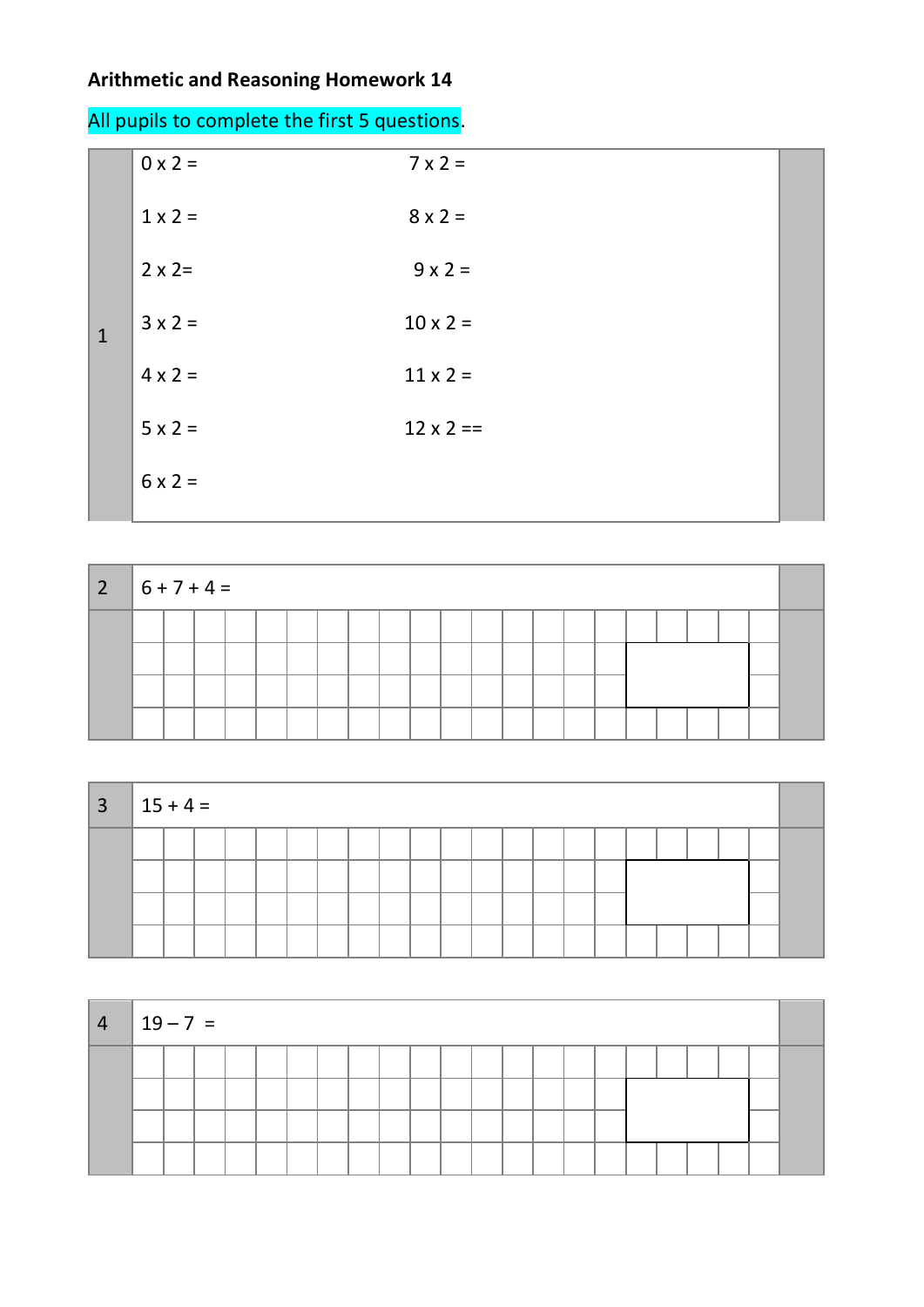**Arithmetic and Reasoning Homework 14**

All pupils to complete the first 5 questions.

**1**

| | |
|---|---|
| 0 x 2 = | 7 x 2 = |
| 1 x 2 = | 8 x 2 = |
| 2 x 2= | 9 x 2 = |
| 3 x 2 = | 10 x 2 = |
| 4 x 2 = | 11 x 2 = |
| 5 x 2 = | 12 x 2 == |
| 6 x 2 = | |

**2** 6 + 7 + 4 =

**3** 15 + 4 =

**4** 19 – 7 =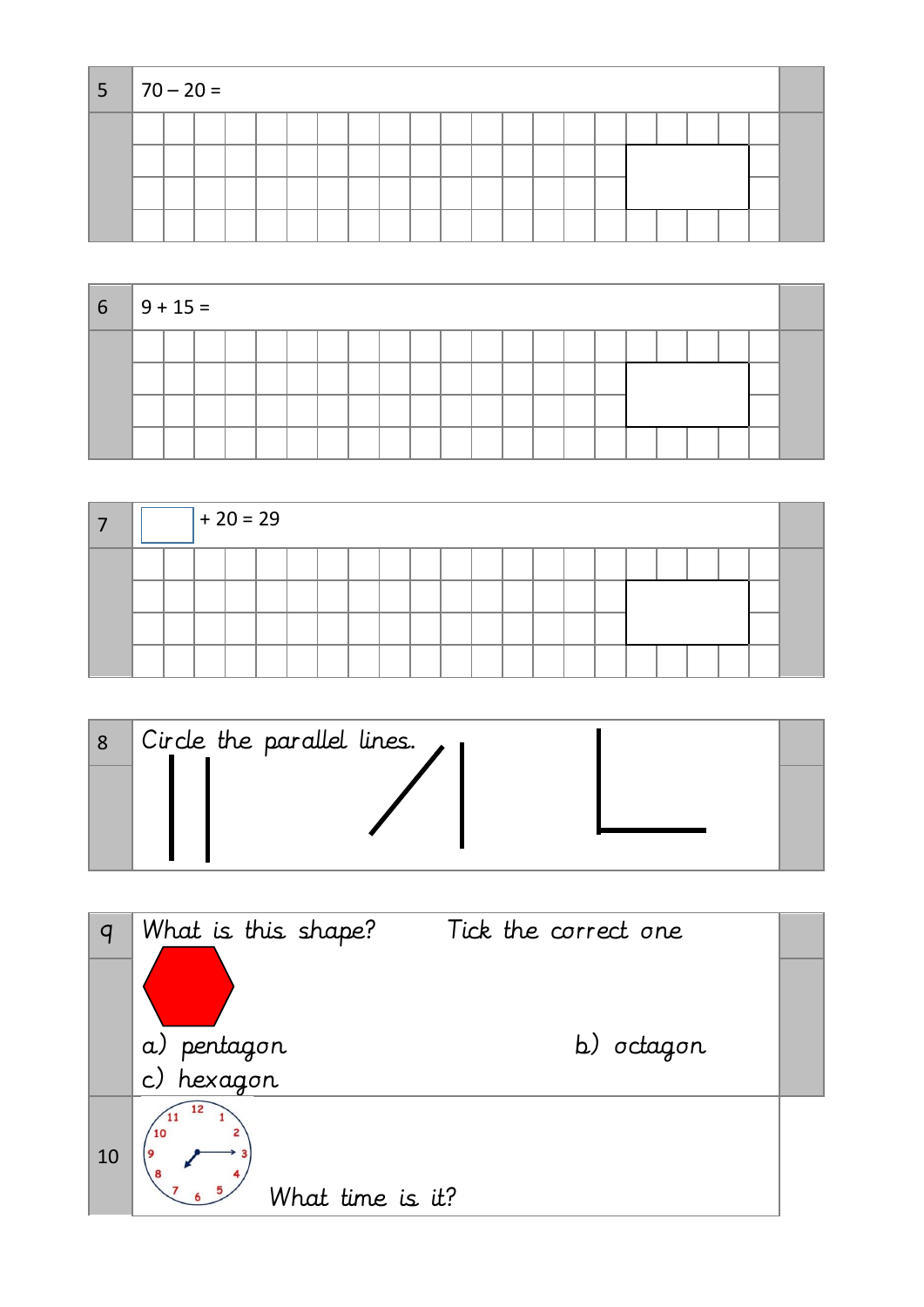**5** $70 - 20 =$

**6** $9 + 15 =$

**7** ☐ $+ 20 = 29$

**8** Circle the parallel lines.

**9** What is this shape? Tick the correct one

a) pentagon

b) octagon

c) hexagon

**10** What time is it?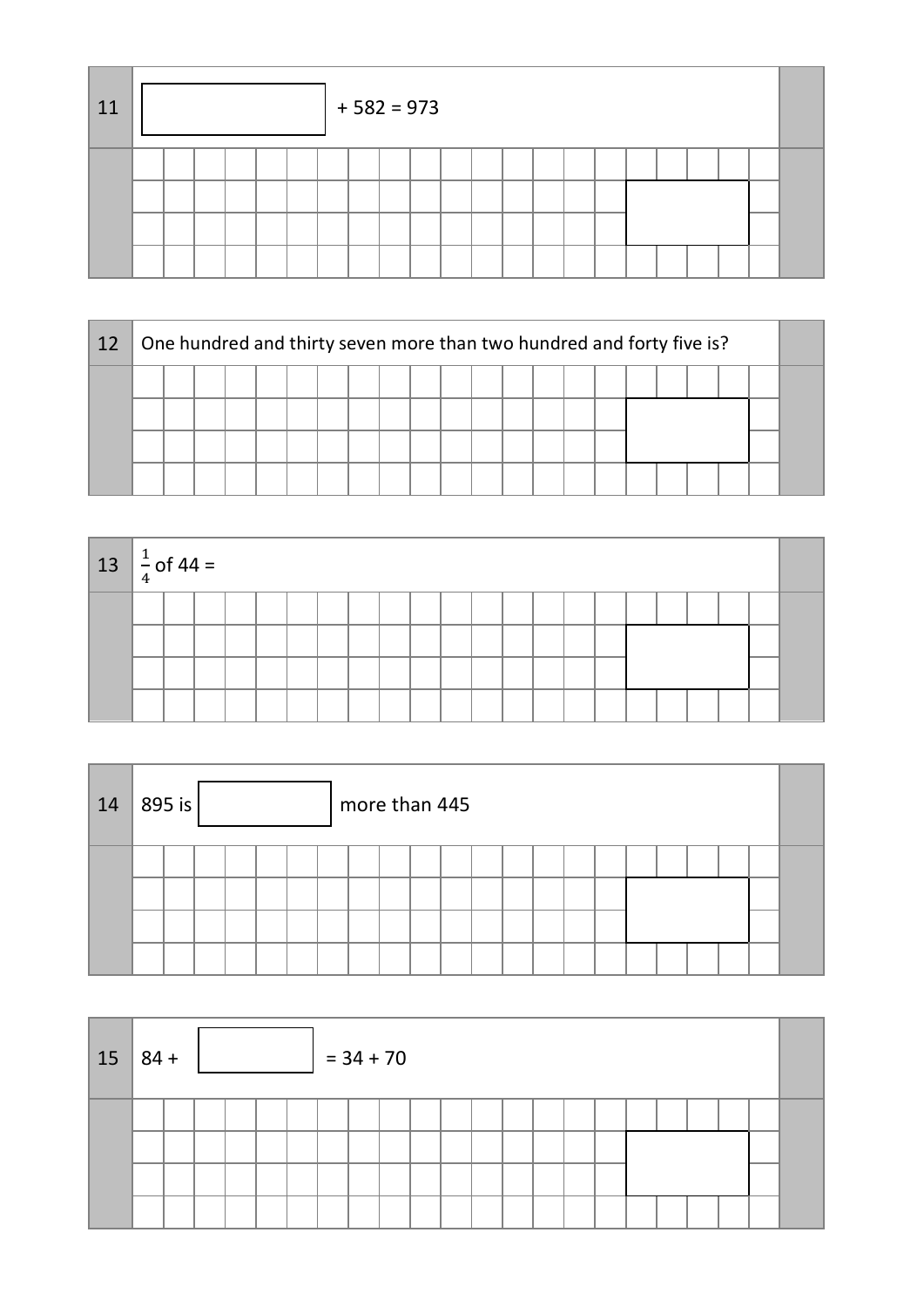**11** $\boxed{\phantom{000}} + 582 = 973$

**12** One hundred and thirty seven more than two hundred and forty five is?

**13** $\frac{1}{4}$ of 44 =

**14** 895 is $\boxed{\phantom{000}}$ more than 445

**15** $84 + \boxed{\phantom{000}} = 34 + 70$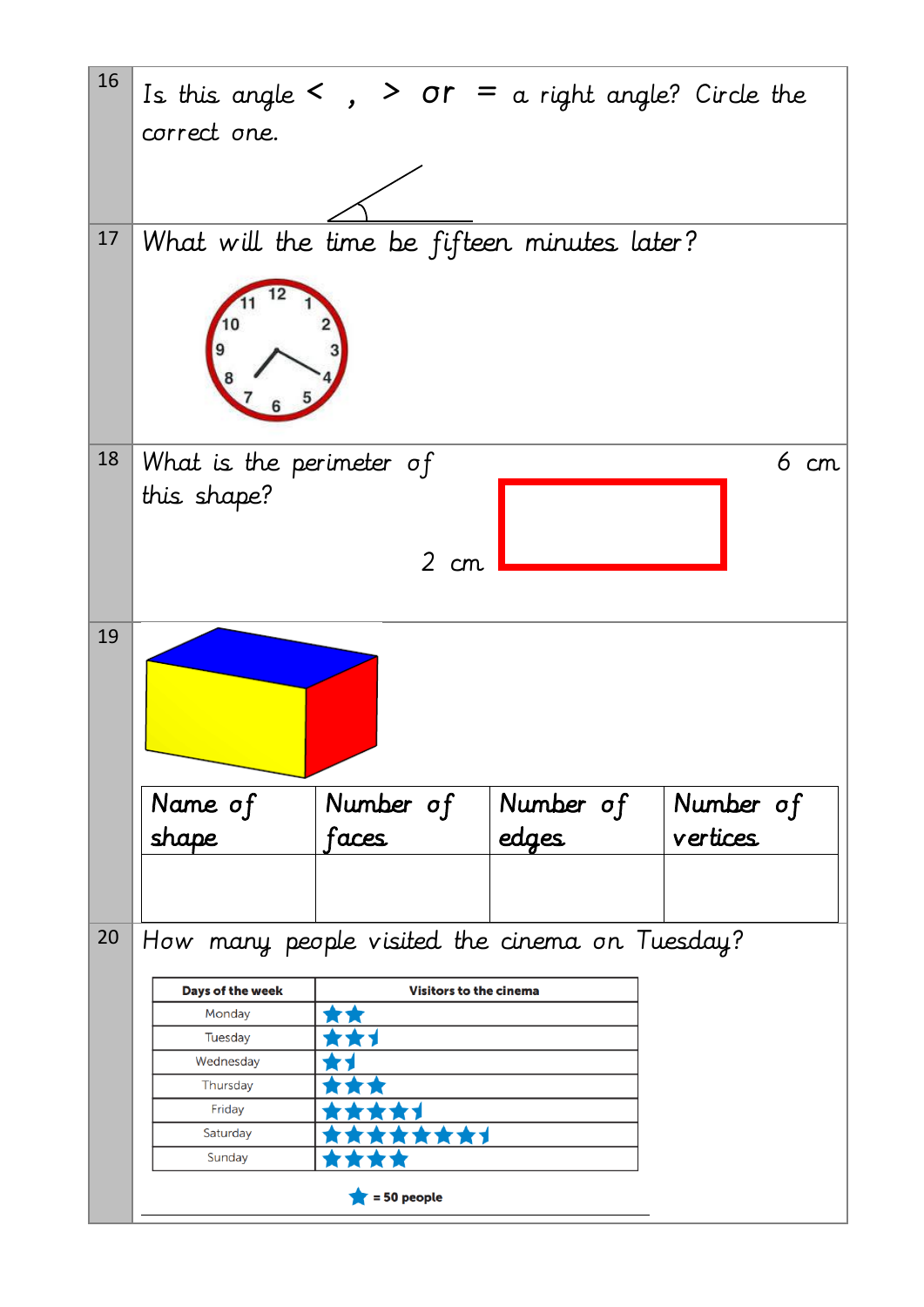16

Is this angle < , > or = a right angle? Circle the correct one.

17

What will the time be fifteen minutes later?

12 1 2 3 4 5 6 7 8 9 10 11

18

What is the perimeter of this shape?

6 cm

2 cm

19

| Name of shape | Number of faces | Number of edges | Number of vertices |
|---|---|---|---|
| | | | |

20

How many people visited the cinema on Tuesday?

| Days of the week | Visitors to the cinema |
|---|---|
| Monday | ★★ |
| Tuesday | ★★½ |
| Wednesday | ★½ |
| Thursday | ★★★ |
| Friday | ★★★★½ |
| Saturday | ★★★★★★★½ |
| Sunday | ★★★★ |

★ = 50 people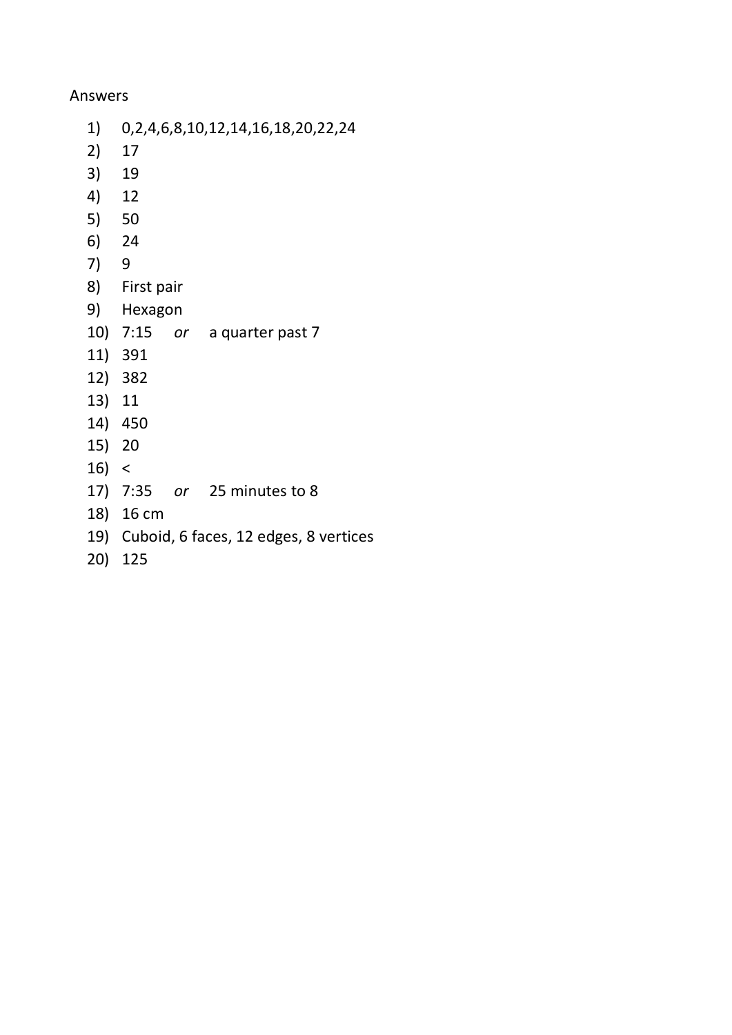Answers

1) 0,2,4,6,8,10,12,14,16,18,20,22,24
2) 17
3) 19
4) 12
5) 50
6) 24
7) 9
8) First pair
9) Hexagon
10) 7:15 *or* a quarter past 7
11) 391
12) 382
13) 11
14) 450
15) 20
16) <
17) 7:35 *or* 25 minutes to 8
18) 16 cm
19) Cuboid, 6 faces, 12 edges, 8 vertices
20) 125